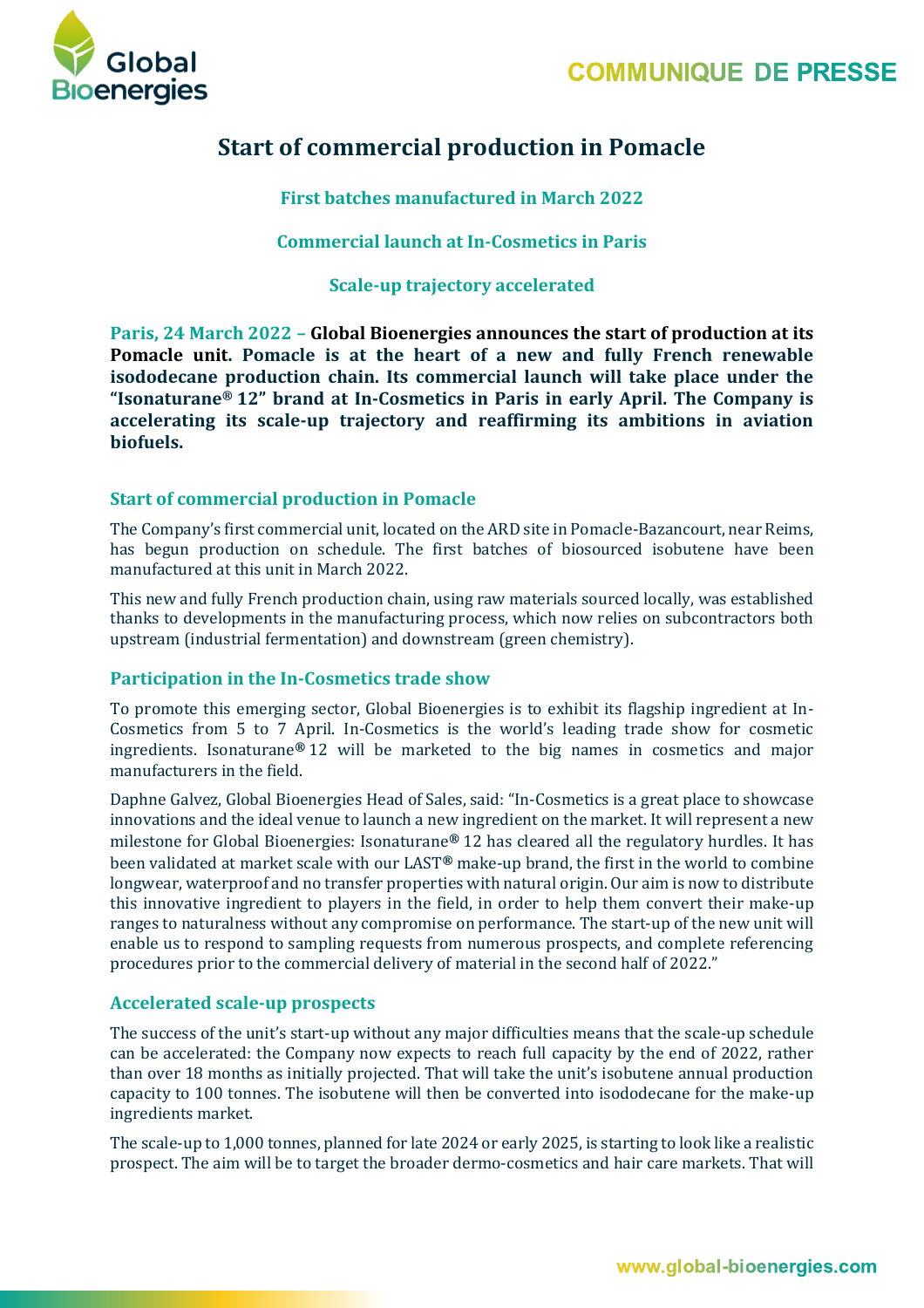COMMUNIQUE DE PRESSE

# Start of commercial production in Pomacle

**First batches manufactured in March 2022**

**Commercial launch at In-Cosmetics in Paris**

**Scale-up trajectory accelerated**

**Paris, 24 March 2022 – Global Bioenergies announces the start of production at its Pomacle unit. Pomacle is at the heart of a new and fully French renewable isododecane production chain. Its commercial launch will take place under the "Isonaturane® 12" brand at In-Cosmetics in Paris in early April. The Company is accelerating its scale-up trajectory and reaffirming its ambitions in aviation biofuels.**

## Start of commercial production in Pomacle

The Company's first commercial unit, located on the ARD site in Pomacle-Bazancourt, near Reims, has begun production on schedule. The first batches of biosourced isobutene have been manufactured at this unit in March 2022.

This new and fully French production chain, using raw materials sourced locally, was established thanks to developments in the manufacturing process, which now relies on subcontractors both upstream (industrial fermentation) and downstream (green chemistry).

## Participation in the In-Cosmetics trade show

To promote this emerging sector, Global Bioenergies is to exhibit its flagship ingredient at In-Cosmetics from 5 to 7 April. In-Cosmetics is the world's leading trade show for cosmetic ingredients. Isonaturane® 12 will be marketed to the big names in cosmetics and major manufacturers in the field.

Daphne Galvez, Global Bioenergies Head of Sales, said: "In-Cosmetics is a great place to showcase innovations and the ideal venue to launch a new ingredient on the market. It will represent a new milestone for Global Bioenergies: Isonaturane® 12 has cleared all the regulatory hurdles. It has been validated at market scale with our LAST® make-up brand, the first in the world to combine longwear, waterproof and no transfer properties with natural origin. Our aim is now to distribute this innovative ingredient to players in the field, in order to help them convert their make-up ranges to naturalness without any compromise on performance. The start-up of the new unit will enable us to respond to sampling requests from numerous prospects, and complete referencing procedures prior to the commercial delivery of material in the second half of 2022."

## Accelerated scale-up prospects

The success of the unit's start-up without any major difficulties means that the scale-up schedule can be accelerated: the Company now expects to reach full capacity by the end of 2022, rather than over 18 months as initially projected. That will take the unit's isobutene annual production capacity to 100 tonnes. The isobutene will then be converted into isododecane for the make-up ingredients market.

The scale-up to 1,000 tonnes, planned for late 2024 or early 2025, is starting to look like a realistic prospect. The aim will be to target the broader dermo-cosmetics and hair care markets. That will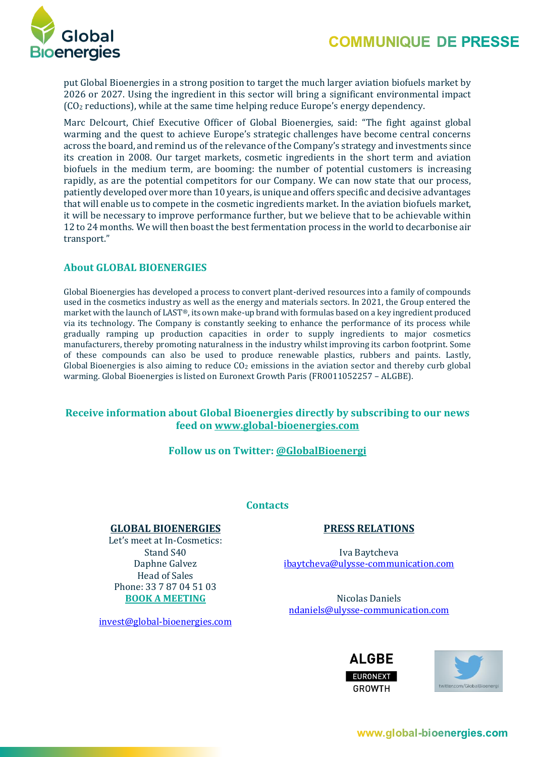put Global Bioenergies in a strong position to target the much larger aviation biofuels market by 2026 or 2027. Using the ingredient in this sector will bring a significant environmental impact ($CO_2$ reductions), while at the same time helping reduce Europe's energy dependency.

Marc Delcourt, Chief Executive Officer of Global Bioenergies, said: "The fight against global warming and the quest to achieve Europe's strategic challenges have become central concerns across the board, and remind us of the relevance of the Company's strategy and investments since its creation in 2008. Our target markets, cosmetic ingredients in the short term and aviation biofuels in the medium term, are booming: the number of potential customers is increasing rapidly, as are the potential competitors for our Company. We can now state that our process, patiently developed over more than 10 years, is unique and offers specific and decisive advantages that will enable us to compete in the cosmetic ingredients market. In the aviation biofuels market, it will be necessary to improve performance further, but we believe that to be achievable within 12 to 24 months. We will then boast the best fermentation process in the world to decarbonise air transport."

## About GLOBAL BIOENERGIES

Global Bioenergies has developed a process to convert plant-derived resources into a family of compounds used in the cosmetics industry as well as the energy and materials sectors. In 2021, the Group entered the market with the launch of LAST®, its own make-up brand with formulas based on a key ingredient produced via its technology. The Company is constantly seeking to enhance the performance of its process while gradually ramping up production capacities in order to supply ingredients to major cosmetics manufacturers, thereby promoting naturalness in the industry whilst improving its carbon footprint. Some of these compounds can also be used to produce renewable plastics, rubbers and paints. Lastly, Global Bioenergies is also aiming to reduce $CO_2$ emissions in the aviation sector and thereby curb global warming. Global Bioenergies is listed on Euronext Growth Paris (FR0011052257 – ALGBE).

**Receive information about Global Bioenergies directly by subscribing to our news feed on [www.global-bioenergies.com](www.global-bioenergies.com)**

**Follow us on Twitter: @GlobalBioenergi**

### Contacts

**GLOBAL BIOENERGIES**
Let's meet at In-Cosmetics:
Stand S40
Daphne Galvez
Head of Sales
Phone: 33 7 87 04 51 03
**BOOK A MEETING**

invest@global-bioenergies.com

**PRESS RELATIONS**

Iva Baytcheva
ibaytcheva@ulysse-communication.com

Nicolas Daniels
ndaniels@ulysse-communication.com

ALGBE
EURONEXT
GROWTH

twitter.com/GlobalBioenergi